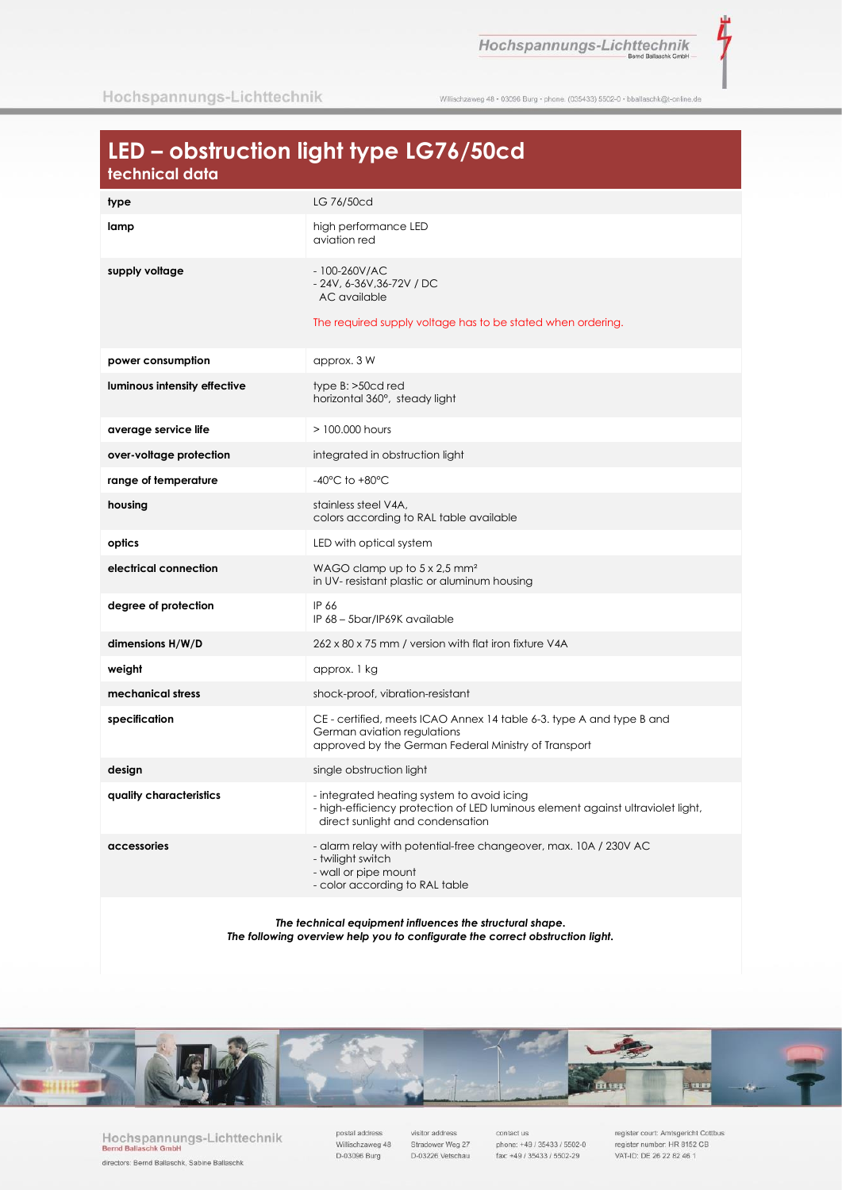# LED – obstruction light type LG76/50cd

## technical data

| | |
|---|---|
| **type** | LG 76/50cd |
| **lamp** | high performance LED<br>aviation red |
| **supply voltage** | - 100-260V/AC<br>- 24V, 6-36V,36-72V / DC<br>AC available<br><br>The required supply voltage has to be stated when ordering. |
| **power consumption** | approx. 3 W |
| **luminous intensity effective** | type B: >50cd red<br>horizontal 360°, steady light |
| **average service life** | > 100.000 hours |
| **over-voltage protection** | integrated in obstruction light |
| **range of temperature** | -40°C to +80°C |
| **housing** | stainless steel V4A,<br>colors according to RAL table available |
| **optics** | LED with optical system |
| **electrical connection** | WAGO clamp up to 5 x 2,5 mm²<br>in UV- resistant plastic or aluminum housing |
| **degree of protection** | IP 66<br>IP 68 – 5bar/IP69K available |
| **dimensions H/W/D** | 262 x 80 x 75 mm / version with flat iron fixture V4A |
| **weight** | approx. 1 kg |
| **mechanical stress** | shock-proof, vibration-resistant |
| **specification** | CE - certified, meets ICAO Annex 14 table 6-3. type A and type B and German aviation regulations<br>approved by the German Federal Ministry of Transport |
| **design** | single obstruction light |
| **quality characteristics** | - integrated heating system to avoid icing<br>- high-efficiency protection of LED luminous element against ultraviolet light, direct sunlight and condensation |
| **accessories** | - alarm relay with potential-free changeover, max. 10A / 230V AC<br>- twilight switch<br>- wall or pipe mount<br>- color according to RAL table |

***The technical equipment influences the structural shape.***
***The following overview help you to configurate the correct obstruction light.***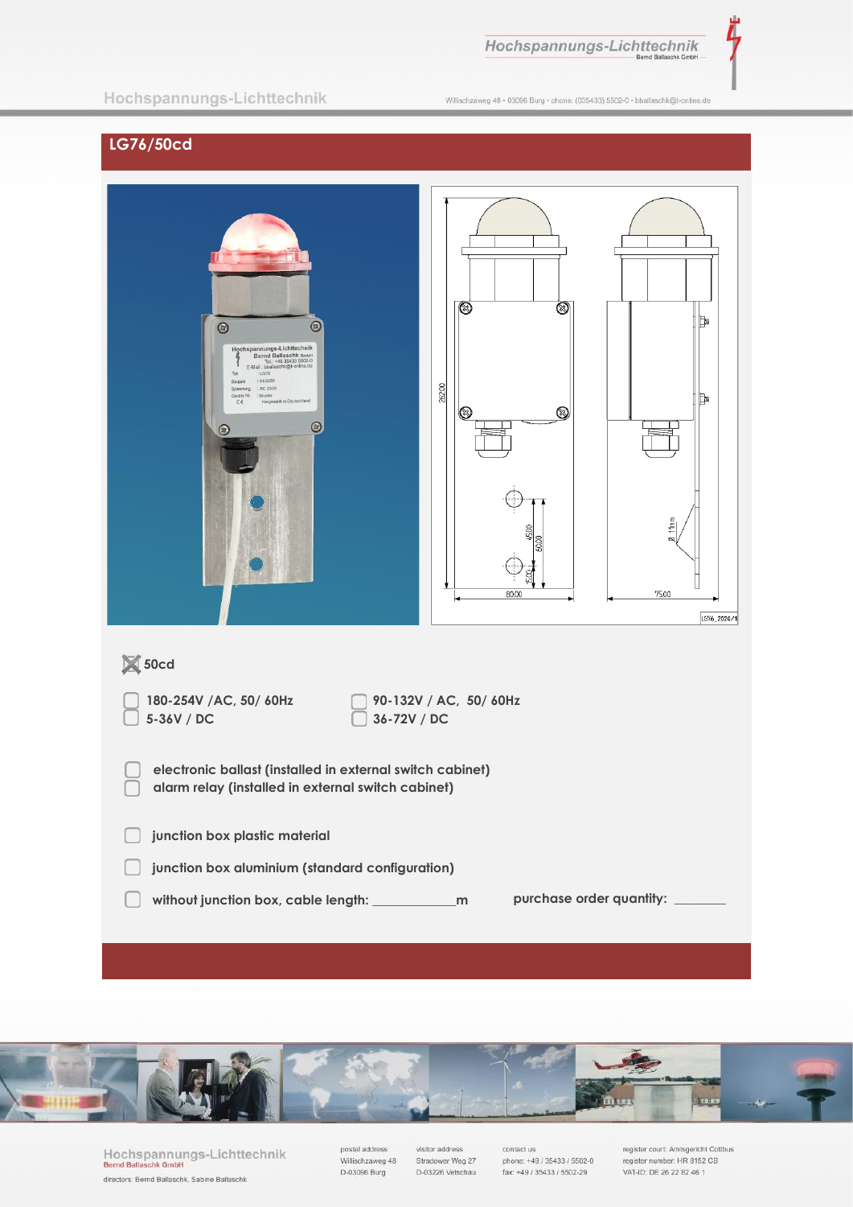## LG76/50cd

- [x] 50cd

- [ ] 180-254V /AC, 50/ 60Hz
- [ ] 5-36V / DC
- [ ] 90-132V / AC, 50/ 60Hz
- [ ] 36-72V / DC

- [ ] electronic ballast (installed in external switch cabinet)
- [ ] alarm relay (installed in external switch cabinet)

- [ ] junction box plastic material

- [ ] junction box aluminium (standard configuration)

- [ ] without junction box, cable length: ____________m

purchase order quantity: _______

Hochspannungs-Lichttechnik
Bernd Ballaschk GmbH

directors: Bernd Ballaschk, Sabine Ballaschk

postal address
Willischzaweg 48
D-03096 Burg

visitor address
Stradower Weg 27
D-03226 Vetschau

contact us
phone: +49 / 35433 / 5502-0
fax: +49 / 35433 / 5502-29

register court: Amtsgericht Cottbus
register number: HR 8152 CB
VAT-ID: DE 26 22 82 46 1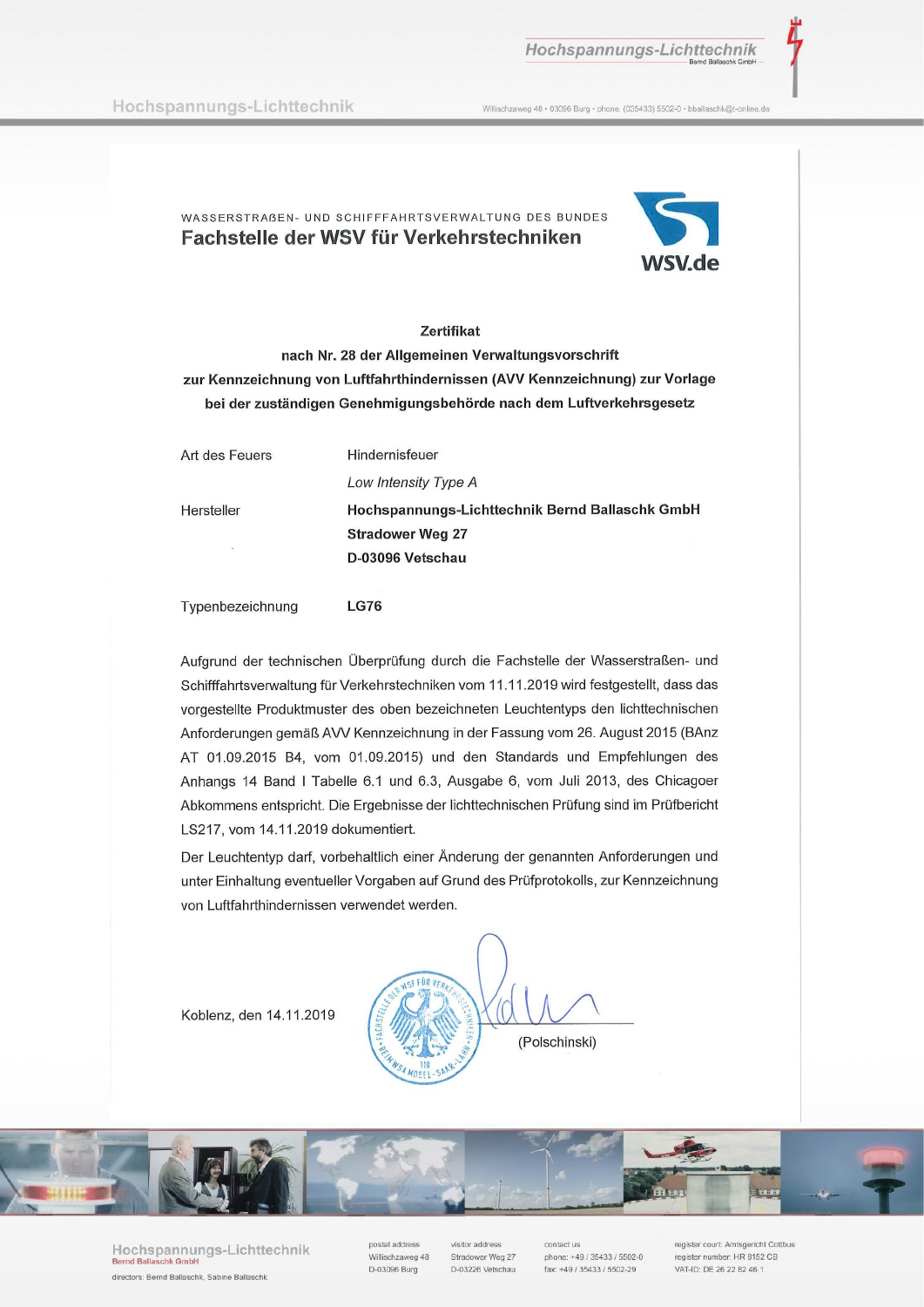WASSERSTRASSEN- UND SCHIFFFAHRTSVERWALTUNG DES BUNDES

## Fachstelle der WSV für Verkehrstechniken

WSV.de

**Zertifikat**

**nach Nr. 28 der Allgemeinen Verwaltungsvorschrift**

**zur Kennzeichnung von Luftfahrthindernissen (AVV Kennzeichnung) zur Vorlage bei der zuständigen Genehmigungsbehörde nach dem Luftverkehrsgesetz**

| | |
|---|---|
| Art des Feuers | Hindernisfeuer |
| | *Low Intensity Type A* |
| Hersteller | **Hochspannungs-Lichttechnik Bernd Ballaschk GmbH** |
| | **Stradower Weg 27** |
| | **D-03096 Vetschau** |
| Typenbezeichnung | **LG76** |

Aufgrund der technischen Überprüfung durch die Fachstelle der Wasserstraßen- und Schifffahrtsverwaltung für Verkehrstechniken vom 11.11.2019 wird festgestellt, dass das vorgestellte Produktmuster des oben bezeichneten Leuchtentyps den lichttechnischen Anforderungen gemäß AVV Kennzeichnung in der Fassung vom 26. August 2015 (BAnz AT 01.09.2015 B4, vom 01.09.2015) und den Standards und Empfehlungen des Anhangs 14 Band I Tabelle 6.1 und 6.3, Ausgabe 6, vom Juli 2013, des Chicagoer Abkommens entspricht. Die Ergebnisse der lichttechnischen Prüfung sind im Prüfbericht LS217, vom 14.11.2019 dokumentiert.

Der Leuchtentyp darf, vorbehaltlich einer Änderung der genannten Anforderungen und unter Einhaltung eventueller Vorgaben auf Grund des Prüfprotokolls, zur Kennzeichnung von Luftfahrthindernissen verwendet werden.

Koblenz, den 14.11.2019

(Polschinski)